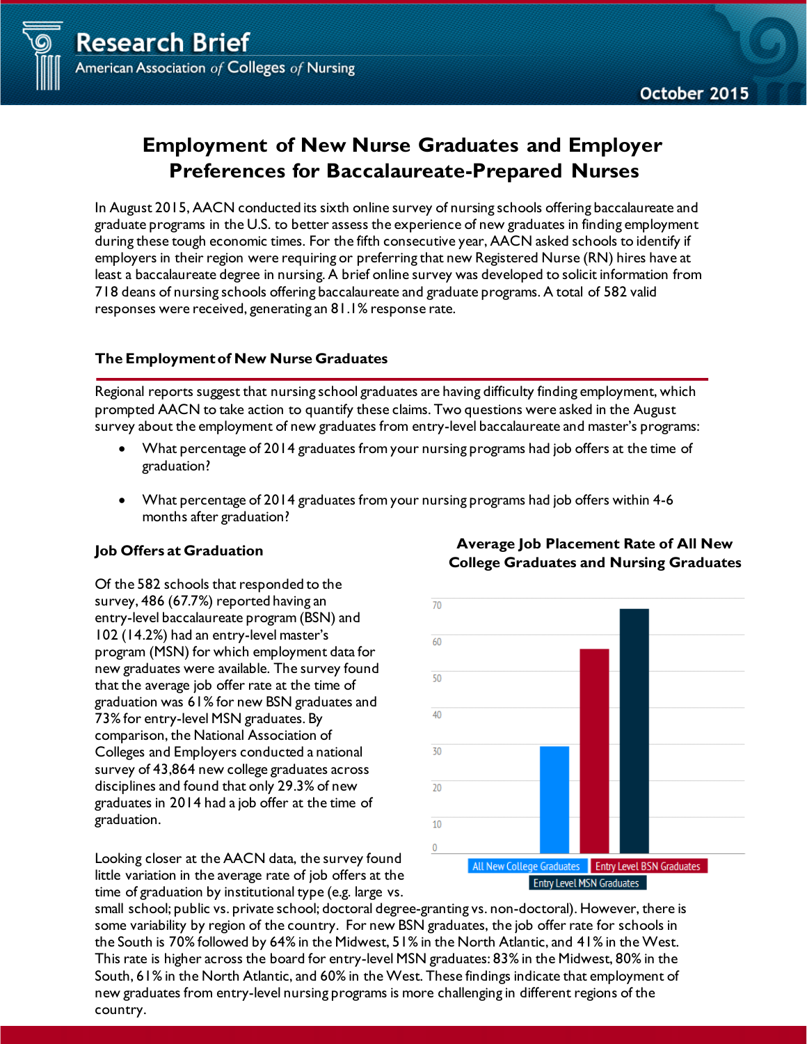Research Brief

American Association *of* Colleges *of* Nursing

October 2015

# Employment of New Nurse Graduates and Employer Preferences for Baccalaureate-Prepared Nurses

In August 2015, AACN conducted its sixth online survey of nursing schools offering baccalaureate and graduate programs in the U.S. to better assess the experience of new graduates in finding employment during these tough economic times. For the fifth consecutive year, AACN asked schools to identify if employers in their region were requiring or preferring that new Registered Nurse (RN) hires have at least a baccalaureate degree in nursing. A brief online survey was developed to solicit information from 718 deans of nursing schools offering baccalaureate and graduate programs. A total of 582 valid responses were received, generating an 81.1% response rate.

## The Employment of New Nurse Graduates

Regional reports suggest that nursing school graduates are having difficulty finding employment, which prompted AACN to take action to quantify these claims. Two questions were asked in the August survey about the employment of new graduates from entry-level baccalaureate and master's programs:

- What percentage of 2014 graduates from your nursing programs had job offers at the time of graduation?
- What percentage of 2014 graduates from your nursing programs had job offers within 4-6 months after graduation?

### Job Offers at Graduation

Of the 582 schools that responded to the survey, 486 (67.7%) reported having an entry-level baccalaureate program (BSN) and 102 (14.2%) had an entry-level master's program (MSN) for which employment data for new graduates were available. The survey found that the average job offer rate at the time of graduation was 61% for new BSN graduates and 73% for entry-level MSN graduates. By comparison, the National Association of Colleges and Employers conducted a national survey of 43,864 new college graduates across disciplines and found that only 29.3% of new graduates in 2014 had a job offer at the time of graduation.

**Average Job Placement Rate of All New College Graduates and Nursing Graduates**

| | All New College Graduates | Entry Level BSN Graduates | Entry Level MSN Graduates |
|---|---|---|---|
| Job placement rate | 29.3 | 61 | 73 |

Looking closer at the AACN data, the survey found little variation in the average rate of job offers at the time of graduation by institutional type (e.g. large vs. small school; public vs. private school; doctoral degree-granting vs. non-doctoral). However, there is some variability by region of the country. For new BSN graduates, the job offer rate for schools in the South is 70% followed by 64% in the Midwest, 51% in the North Atlantic, and 41% in the West. This rate is higher across the board for entry-level MSN graduates: 83% in the Midwest, 80% in the South, 61% in the North Atlantic, and 60% in the West. These findings indicate that employment of new graduates from entry-level nursing programs is more challenging in different regions of the country.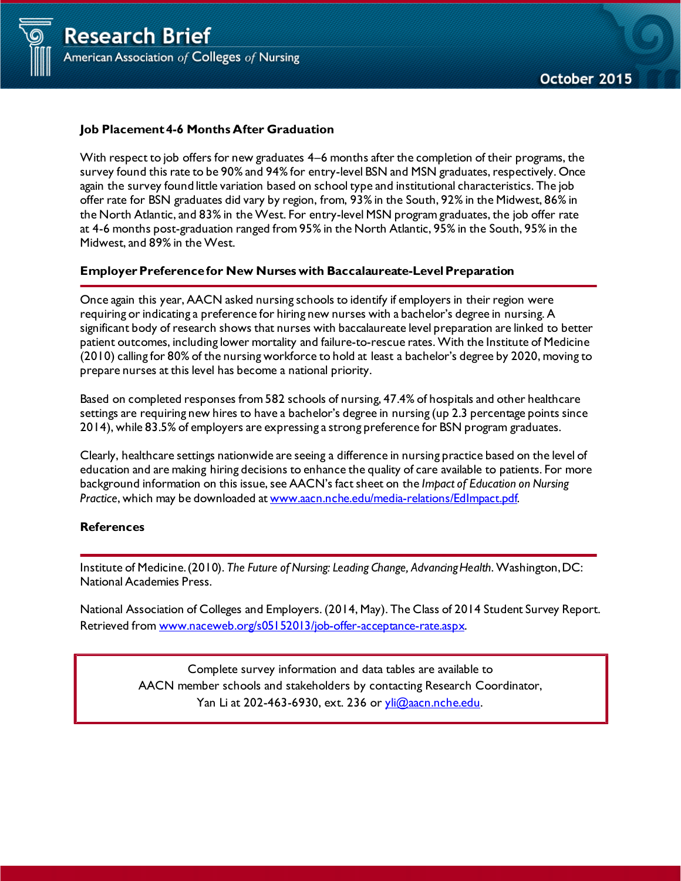### Job Placement 4-6 Months After Graduation

With respect to job offers for new graduates 4–6 months after the completion of their programs, the survey found this rate to be 90% and 94% for entry-level BSN and MSN graduates, respectively. Once again the survey found little variation based on school type and institutional characteristics. The job offer rate for BSN graduates did vary by region, from, 93% in the South, 92% in the Midwest, 86% in the North Atlantic, and 83% in the West. For entry-level MSN program graduates, the job offer rate at 4-6 months post-graduation ranged from 95% in the North Atlantic, 95% in the South, 95% in the Midwest, and 89% in the West.

### Employer Preference for New Nurses with Baccalaureate-Level Preparation

Once again this year, AACN asked nursing schools to identify if employers in their region were requiring or indicating a preference for hiring new nurses with a bachelor's degree in nursing. A significant body of research shows that nurses with baccalaureate level preparation are linked to better patient outcomes, including lower mortality and failure-to-rescue rates. With the Institute of Medicine (2010) calling for 80% of the nursing workforce to hold at least a bachelor's degree by 2020, moving to prepare nurses at this level has become a national priority.

Based on completed responses from 582 schools of nursing, 47.4% of hospitals and other healthcare settings are requiring new hires to have a bachelor's degree in nursing (up 2.3 percentage points since 2014), while 83.5% of employers are expressing a strong preference for BSN program graduates.

Clearly, healthcare settings nationwide are seeing a difference in nursing practice based on the level of education and are making hiring decisions to enhance the quality of care available to patients. For more background information on this issue, see AACN's fact sheet on the *Impact of Education on Nursing Practice*, which may be downloaded at [www.aacn.nche.edu/media-relations/EdImpact.pdf](www.aacn.nche.edu/media-relations/EdImpact.pdf).

### References

Institute of Medicine. (2010). *The Future of Nursing: Leading Change, Advancing Health*. Washington, DC: National Academies Press.

National Association of Colleges and Employers. (2014, May). The Class of 2014 Student Survey Report. Retrieved from [www.naceweb.org/s05152013/job-offer-acceptance-rate.aspx](www.naceweb.org/s05152013/job-offer-acceptance-rate.aspx).

Complete survey information and data tables are available to AACN member schools and stakeholders by contacting Research Coordinator, Yan Li at 202-463-6930, ext. 236 or [yli@aacn.nche.edu](mailto:yli@aacn.nche.edu).